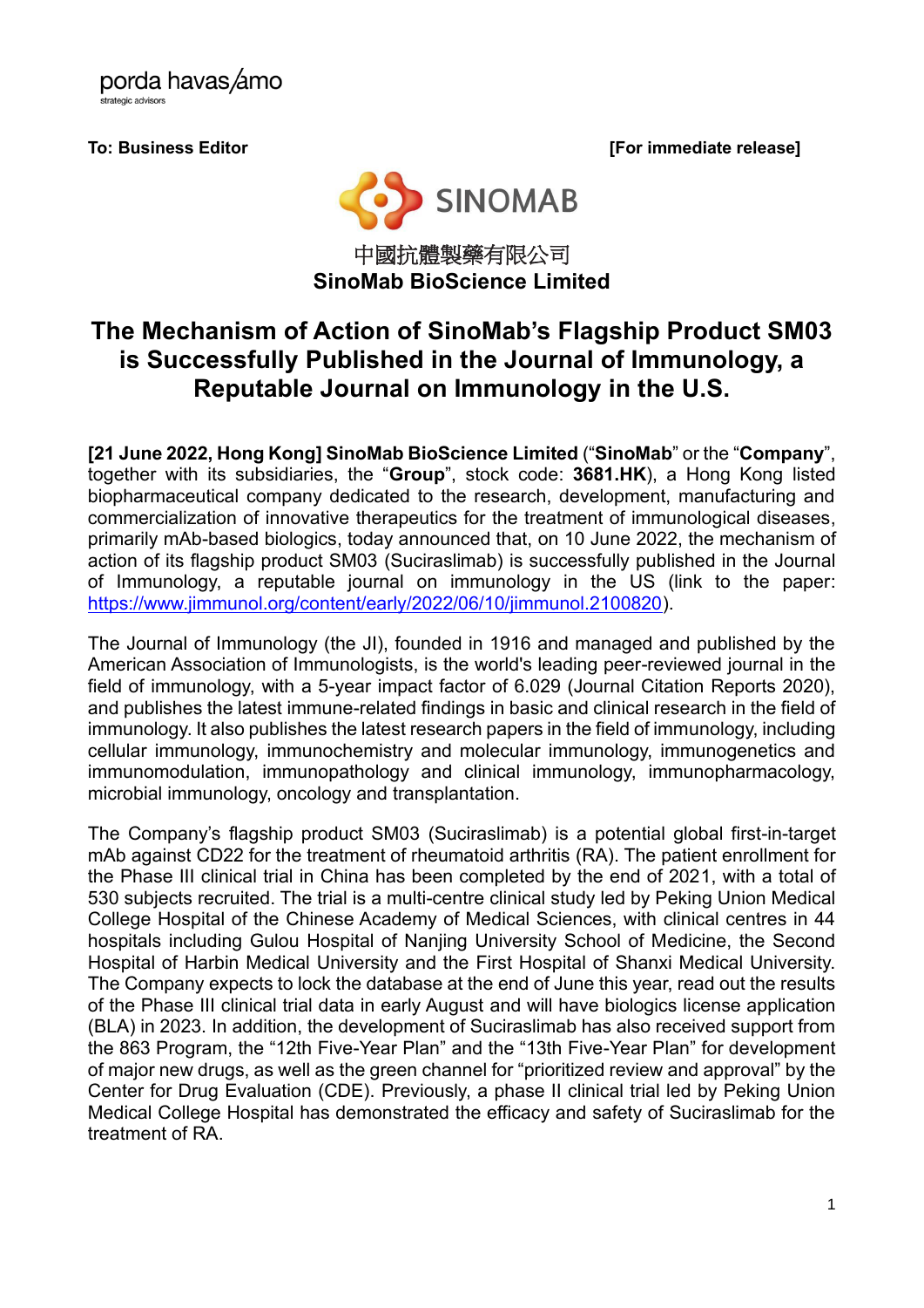porda havas/amo
strategic advisors

**To: Business Editor** **[For immediate release]**

SINOMAB

中國抗體製藥有限公司
**SinoMab BioScience Limited**

# The Mechanism of Action of SinoMab's Flagship Product SM03 is Successfully Published in the Journal of Immunology, a Reputable Journal on Immunology in the U.S.

**[21 June 2022, Hong Kong] SinoMab BioScience Limited** ("**SinoMab**" or the "**Company**", together with its subsidiaries, the "**Group**", stock code: **3681.HK**), a Hong Kong listed biopharmaceutical company dedicated to the research, development, manufacturing and commercialization of innovative therapeutics for the treatment of immunological diseases, primarily mAb-based biologics, today announced that, on 10 June 2022, the mechanism of action of its flagship product SM03 (Suciraslimab) is successfully published in the Journal of Immunology, a reputable journal on immunology in the US (link to the paper: https://www.jimmunol.org/content/early/2022/06/10/jimmunol.2100820).

The Journal of Immunology (the JI), founded in 1916 and managed and published by the American Association of Immunologists, is the world's leading peer-reviewed journal in the field of immunology, with a 5-year impact factor of 6.029 (Journal Citation Reports 2020), and publishes the latest immune-related findings in basic and clinical research in the field of immunology. It also publishes the latest research papers in the field of immunology, including cellular immunology, immunochemistry and molecular immunology, immunogenetics and immunomodulation, immunopathology and clinical immunology, immunopharmacology, microbial immunology, oncology and transplantation.

The Company's flagship product SM03 (Suciraslimab) is a potential global first-in-target mAb against CD22 for the treatment of rheumatoid arthritis (RA). The patient enrollment for the Phase III clinical trial in China has been completed by the end of 2021, with a total of 530 subjects recruited. The trial is a multi-centre clinical study led by Peking Union Medical College Hospital of the Chinese Academy of Medical Sciences, with clinical centres in 44 hospitals including Gulou Hospital of Nanjing University School of Medicine, the Second Hospital of Harbin Medical University and the First Hospital of Shanxi Medical University. The Company expects to lock the database at the end of June this year, read out the results of the Phase III clinical trial data in early August and will have biologics license application (BLA) in 2023. In addition, the development of Suciraslimab has also received support from the 863 Program, the "12th Five-Year Plan" and the "13th Five-Year Plan" for development of major new drugs, as well as the green channel for "prioritized review and approval" by the Center for Drug Evaluation (CDE). Previously, a phase II clinical trial led by Peking Union Medical College Hospital has demonstrated the efficacy and safety of Suciraslimab for the treatment of RA.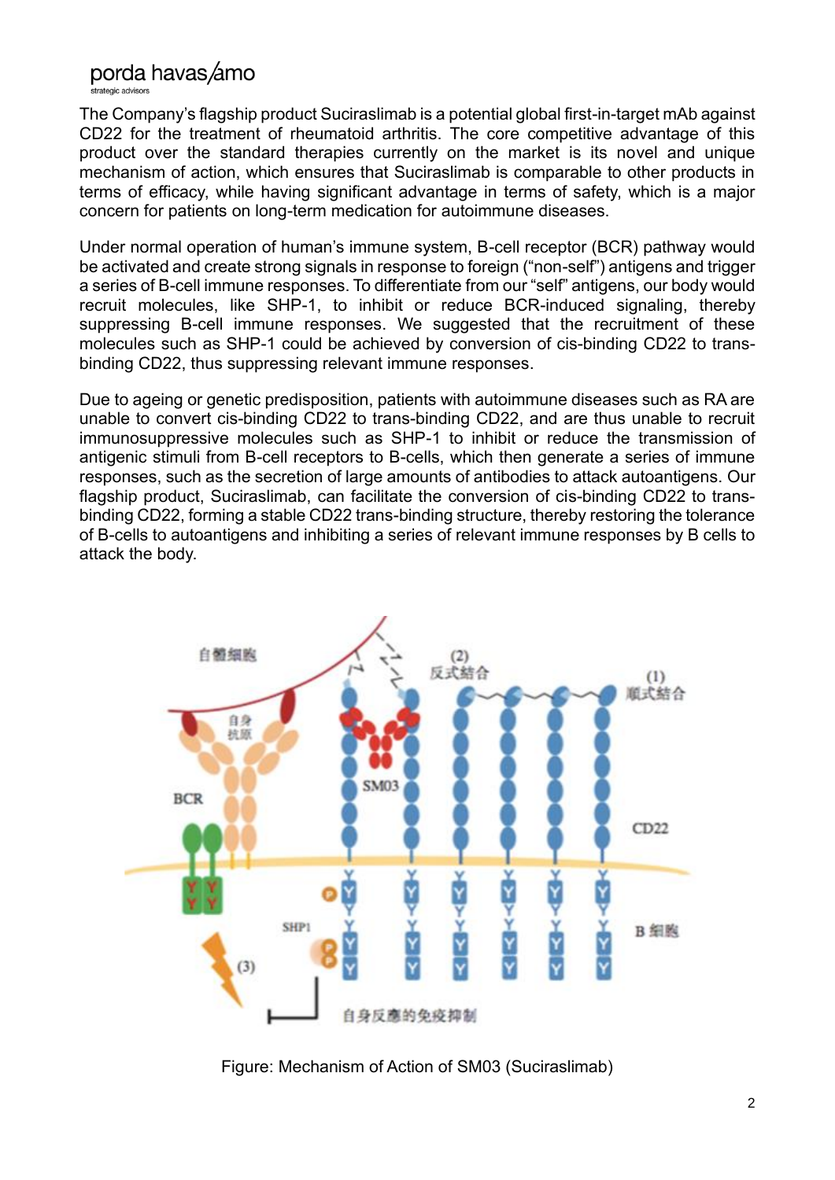The Company's flagship product Suciraslimab is a potential global first-in-target mAb against CD22 for the treatment of rheumatoid arthritis. The core competitive advantage of this product over the standard therapies currently on the market is its novel and unique mechanism of action, which ensures that Suciraslimab is comparable to other products in terms of efficacy, while having significant advantage in terms of safety, which is a major concern for patients on long-term medication for autoimmune diseases.

Under normal operation of human's immune system, B-cell receptor (BCR) pathway would be activated and create strong signals in response to foreign ("non-self") antigens and trigger a series of B-cell immune responses. To differentiate from our "self" antigens, our body would recruit molecules, like SHP-1, to inhibit or reduce BCR-induced signaling, thereby suppressing B-cell immune responses. We suggested that the recruitment of these molecules such as SHP-1 could be achieved by conversion of cis-binding CD22 to trans-binding CD22, thus suppressing relevant immune responses.

Due to ageing or genetic predisposition, patients with autoimmune diseases such as RA are unable to convert cis-binding CD22 to trans-binding CD22, and are thus unable to recruit immunosuppressive molecules such as SHP-1 to inhibit or reduce the transmission of antigenic stimuli from B-cell receptors to B-cells, which then generate a series of immune responses, such as the secretion of large amounts of antibodies to attack autoantigens. Our flagship product, Suciraslimab, can facilitate the conversion of cis-binding CD22 to trans-binding CD22, forming a stable CD22 trans-binding structure, thereby restoring the tolerance of B-cells to autoantigens and inhibiting a series of relevant immune responses by B cells to attack the body.

Figure: Mechanism of Action of SM03 (Suciraslimab)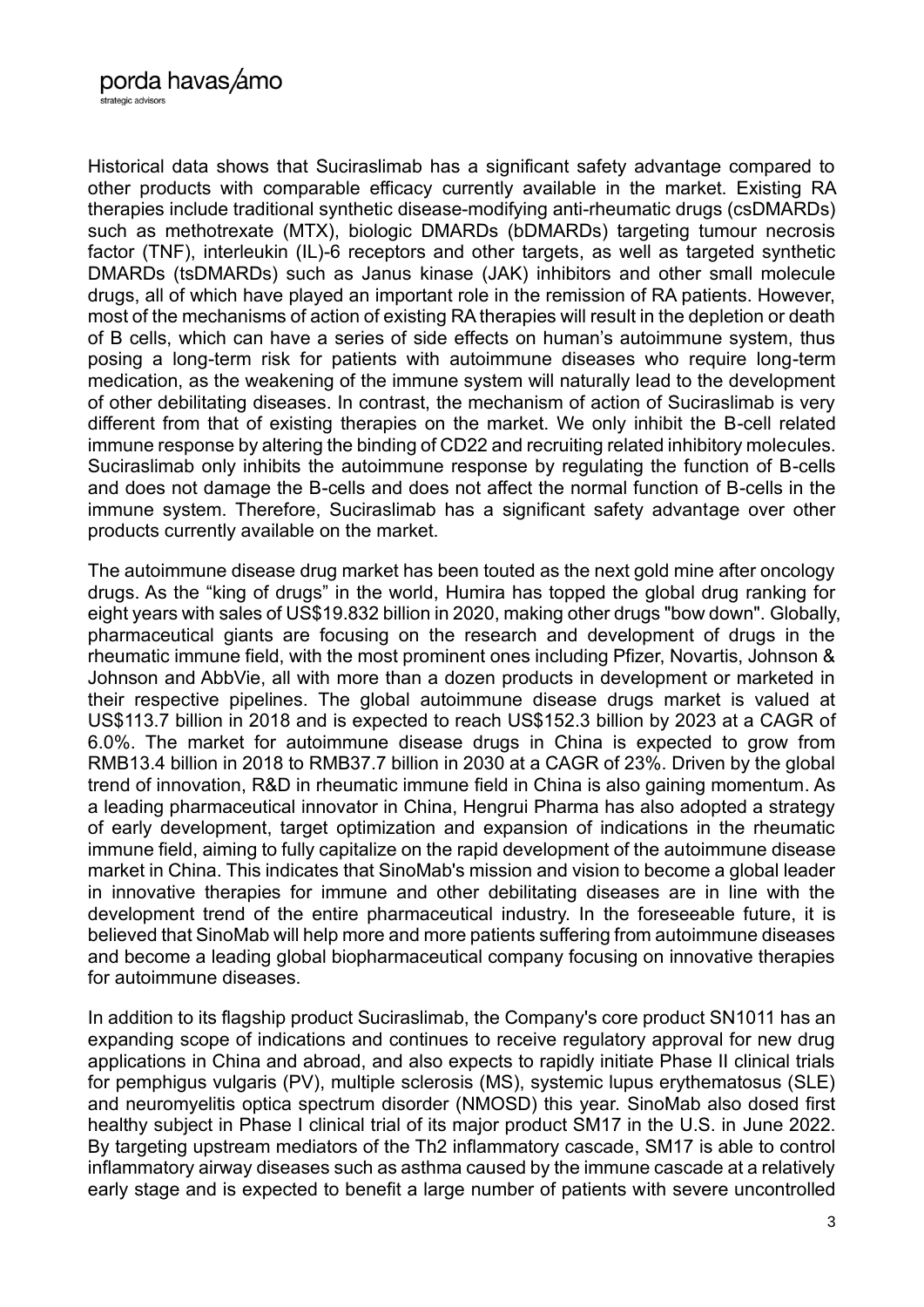Historical data shows that Suciraslimab has a significant safety advantage compared to other products with comparable efficacy currently available in the market. Existing RA therapies include traditional synthetic disease-modifying anti-rheumatic drugs (csDMARDs) such as methotrexate (MTX), biologic DMARDs (bDMARDs) targeting tumour necrosis factor (TNF), interleukin (IL)-6 receptors and other targets, as well as targeted synthetic DMARDs (tsDMARDs) such as Janus kinase (JAK) inhibitors and other small molecule drugs, all of which have played an important role in the remission of RA patients. However, most of the mechanisms of action of existing RA therapies will result in the depletion or death of B cells, which can have a series of side effects on human's autoimmune system, thus posing a long-term risk for patients with autoimmune diseases who require long-term medication, as the weakening of the immune system will naturally lead to the development of other debilitating diseases. In contrast, the mechanism of action of Suciraslimab is very different from that of existing therapies on the market. We only inhibit the B-cell related immune response by altering the binding of CD22 and recruiting related inhibitory molecules. Suciraslimab only inhibits the autoimmune response by regulating the function of B-cells and does not damage the B-cells and does not affect the normal function of B-cells in the immune system. Therefore, Suciraslimab has a significant safety advantage over other products currently available on the market.

The autoimmune disease drug market has been touted as the next gold mine after oncology drugs. As the "king of drugs" in the world, Humira has topped the global drug ranking for eight years with sales of US$19.832 billion in 2020, making other drugs "bow down". Globally, pharmaceutical giants are focusing on the research and development of drugs in the rheumatic immune field, with the most prominent ones including Pfizer, Novartis, Johnson & Johnson and AbbVie, all with more than a dozen products in development or marketed in their respective pipelines. The global autoimmune disease drugs market is valued at US$113.7 billion in 2018 and is expected to reach US$152.3 billion by 2023 at a CAGR of 6.0%. The market for autoimmune disease drugs in China is expected to grow from RMB13.4 billion in 2018 to RMB37.7 billion in 2030 at a CAGR of 23%. Driven by the global trend of innovation, R&D in rheumatic immune field in China is also gaining momentum. As a leading pharmaceutical innovator in China, Hengrui Pharma has also adopted a strategy of early development, target optimization and expansion of indications in the rheumatic immune field, aiming to fully capitalize on the rapid development of the autoimmune disease market in China. This indicates that SinoMab's mission and vision to become a global leader in innovative therapies for immune and other debilitating diseases are in line with the development trend of the entire pharmaceutical industry. In the foreseeable future, it is believed that SinoMab will help more and more patients suffering from autoimmune diseases and become a leading global biopharmaceutical company focusing on innovative therapies for autoimmune diseases.

In addition to its flagship product Suciraslimab, the Company's core product SN1011 has an expanding scope of indications and continues to receive regulatory approval for new drug applications in China and abroad, and also expects to rapidly initiate Phase II clinical trials for pemphigus vulgaris (PV), multiple sclerosis (MS), systemic lupus erythematosus (SLE) and neuromyelitis optica spectrum disorder (NMOSD) this year. SinoMab also dosed first healthy subject in Phase I clinical trial of its major product SM17 in the U.S. in June 2022. By targeting upstream mediators of the Th2 inflammatory cascade, SM17 is able to control inflammatory airway diseases such as asthma caused by the immune cascade at a relatively early stage and is expected to benefit a large number of patients with severe uncontrolled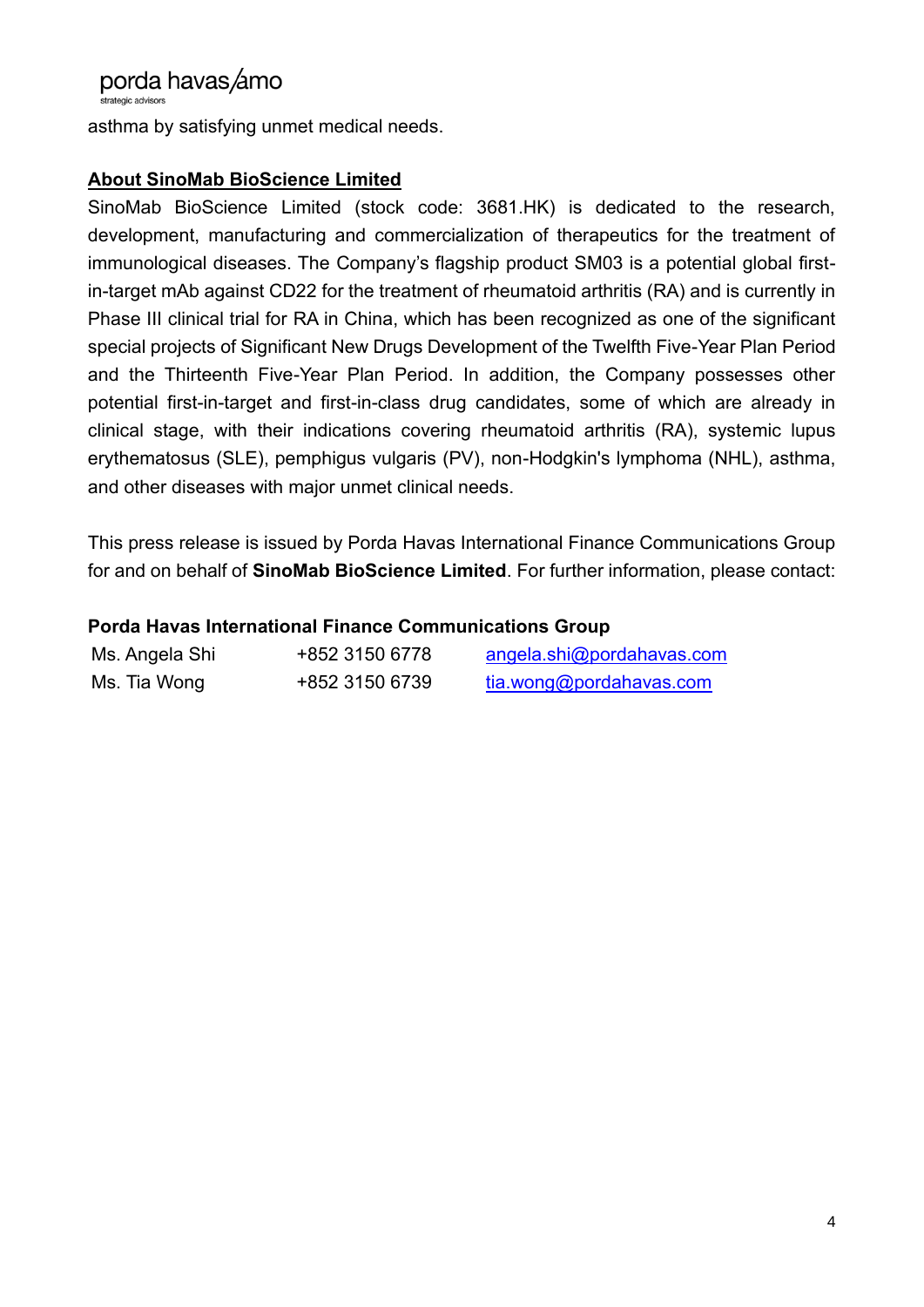asthma by satisfying unmet medical needs.

## About SinoMab BioScience Limited

SinoMab BioScience Limited (stock code: 3681.HK) is dedicated to the research, development, manufacturing and commercialization of therapeutics for the treatment of immunological diseases. The Company's flagship product SM03 is a potential global first-in-target mAb against CD22 for the treatment of rheumatoid arthritis (RA) and is currently in Phase III clinical trial for RA in China, which has been recognized as one of the significant special projects of Significant New Drugs Development of the Twelfth Five-Year Plan Period and the Thirteenth Five-Year Plan Period. In addition, the Company possesses other potential first-in-target and first-in-class drug candidates, some of which are already in clinical stage, with their indications covering rheumatoid arthritis (RA), systemic lupus erythematosus (SLE), pemphigus vulgaris (PV), non-Hodgkin's lymphoma (NHL), asthma, and other diseases with major unmet clinical needs.

This press release is issued by Porda Havas International Finance Communications Group for and on behalf of **SinoMab BioScience Limited**. For further information, please contact:

**Porda Havas International Finance Communications Group**

| | | |
|---|---|---|
| Ms. Angela Shi | +852 3150 6778 | angela.shi@pordahavas.com |
| Ms. Tia Wong | +852 3150 6739 | tia.wong@pordahavas.com |